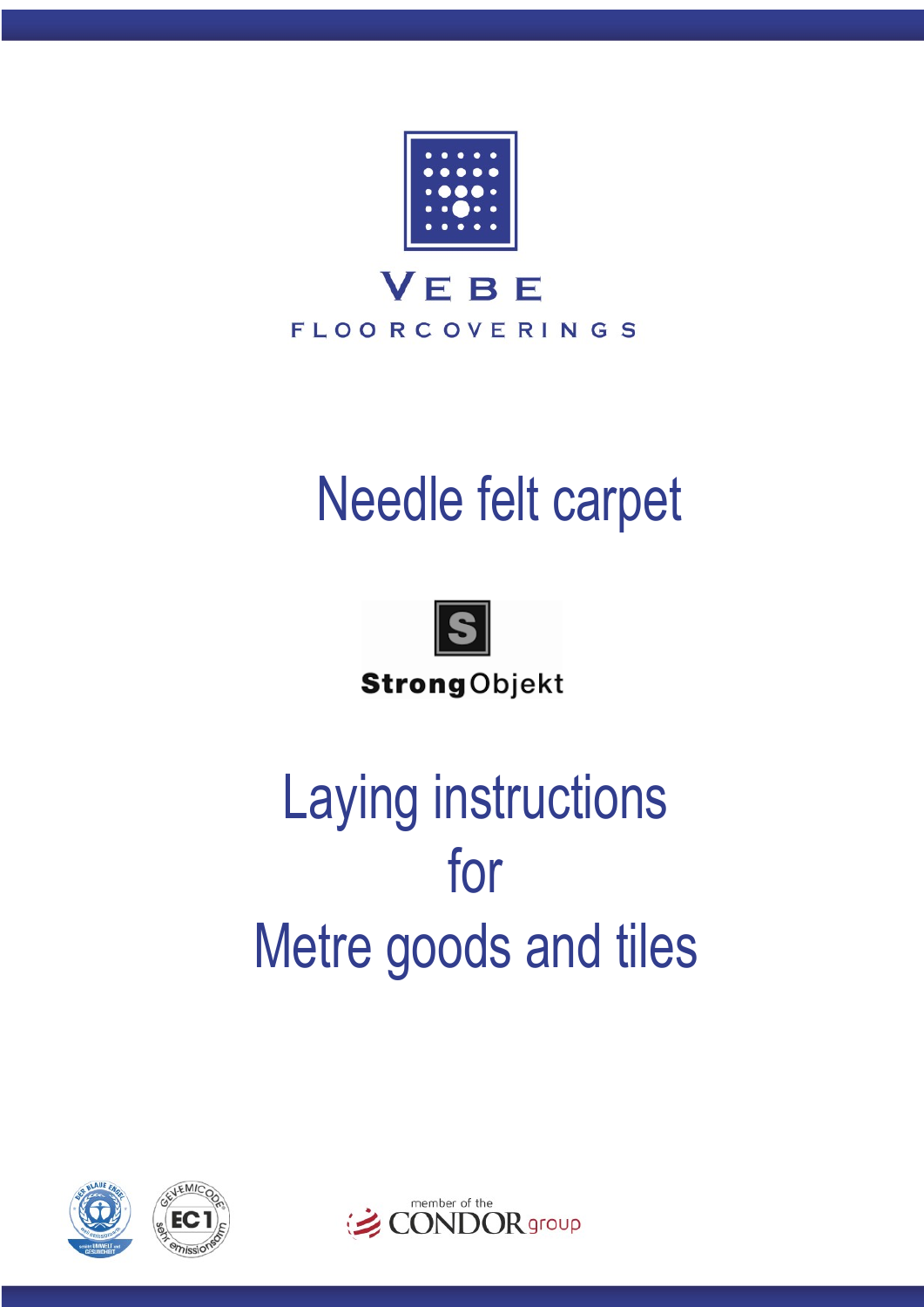VEBE

FLOORCOVERINGS

# Needle felt carpet

**Strong** Objekt

# Laying instructions for Metre goods and tiles

member of the CONDOR group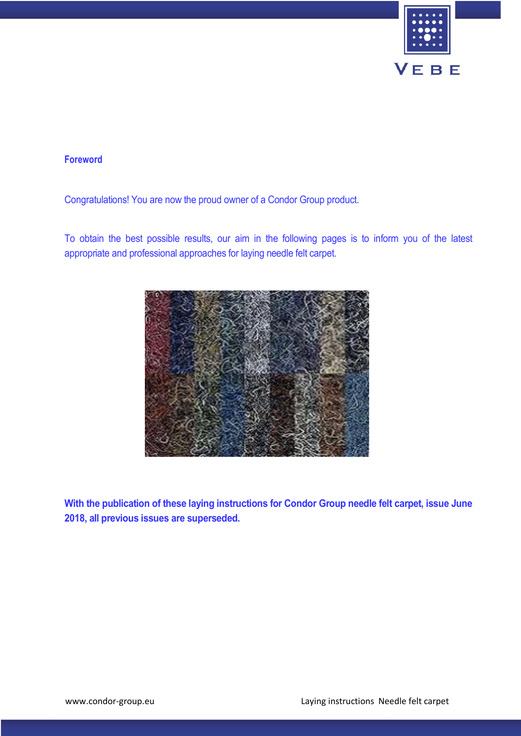## Foreword

Congratulations! You are now the proud owner of a Condor Group product.

To obtain the best possible results, our aim in the following pages is to inform you of the latest appropriate and professional approaches for laying needle felt carpet.

**With the publication of these laying instructions for Condor Group needle felt carpet, issue June 2018, all previous issues are superseded.**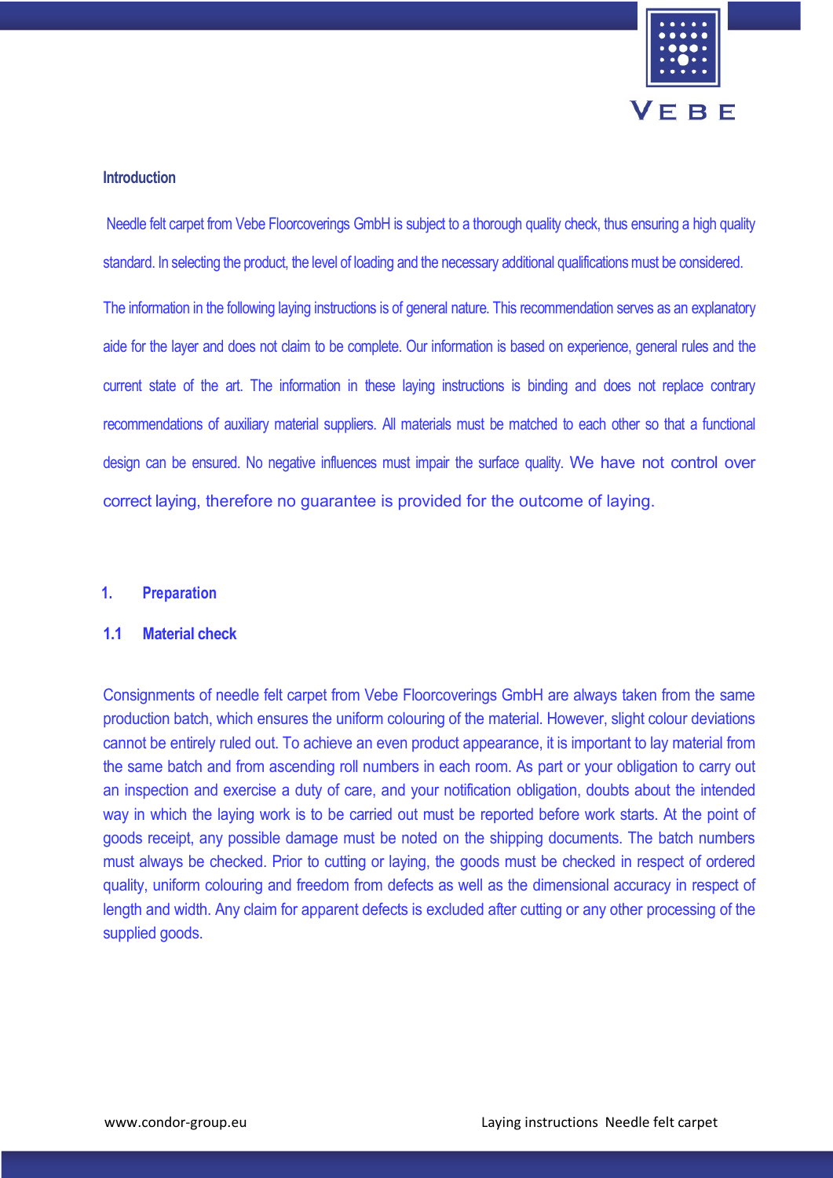## Introduction

Needle felt carpet from Vebe Floorcoverings GmbH is subject to a thorough quality check, thus ensuring a high quality standard. In selecting the product, the level of loading and the necessary additional qualifications must be considered.

The information in the following laying instructions is of general nature. This recommendation serves as an explanatory aide for the layer and does not claim to be complete. Our information is based on experience, general rules and the current state of the art. The information in these laying instructions is binding and does not replace contrary recommendations of auxiliary material suppliers. All materials must be matched to each other so that a functional design can be ensured. No negative influences must impair the surface quality. We have not control over correct laying, therefore no guarantee is provided for the outcome of laying.

## 1. Preparation

### 1.1 Material check

Consignments of needle felt carpet from Vebe Floorcoverings GmbH are always taken from the same production batch, which ensures the uniform colouring of the material. However, slight colour deviations cannot be entirely ruled out. To achieve an even product appearance, it is important to lay material from the same batch and from ascending roll numbers in each room. As part or your obligation to carry out an inspection and exercise a duty of care, and your notification obligation, doubts about the intended way in which the laying work is to be carried out must be reported before work starts. At the point of goods receipt, any possible damage must be noted on the shipping documents. The batch numbers must always be checked. Prior to cutting or laying, the goods must be checked in respect of ordered quality, uniform colouring and freedom from defects as well as the dimensional accuracy in respect of length and width. Any claim for apparent defects is excluded after cutting or any other processing of the supplied goods.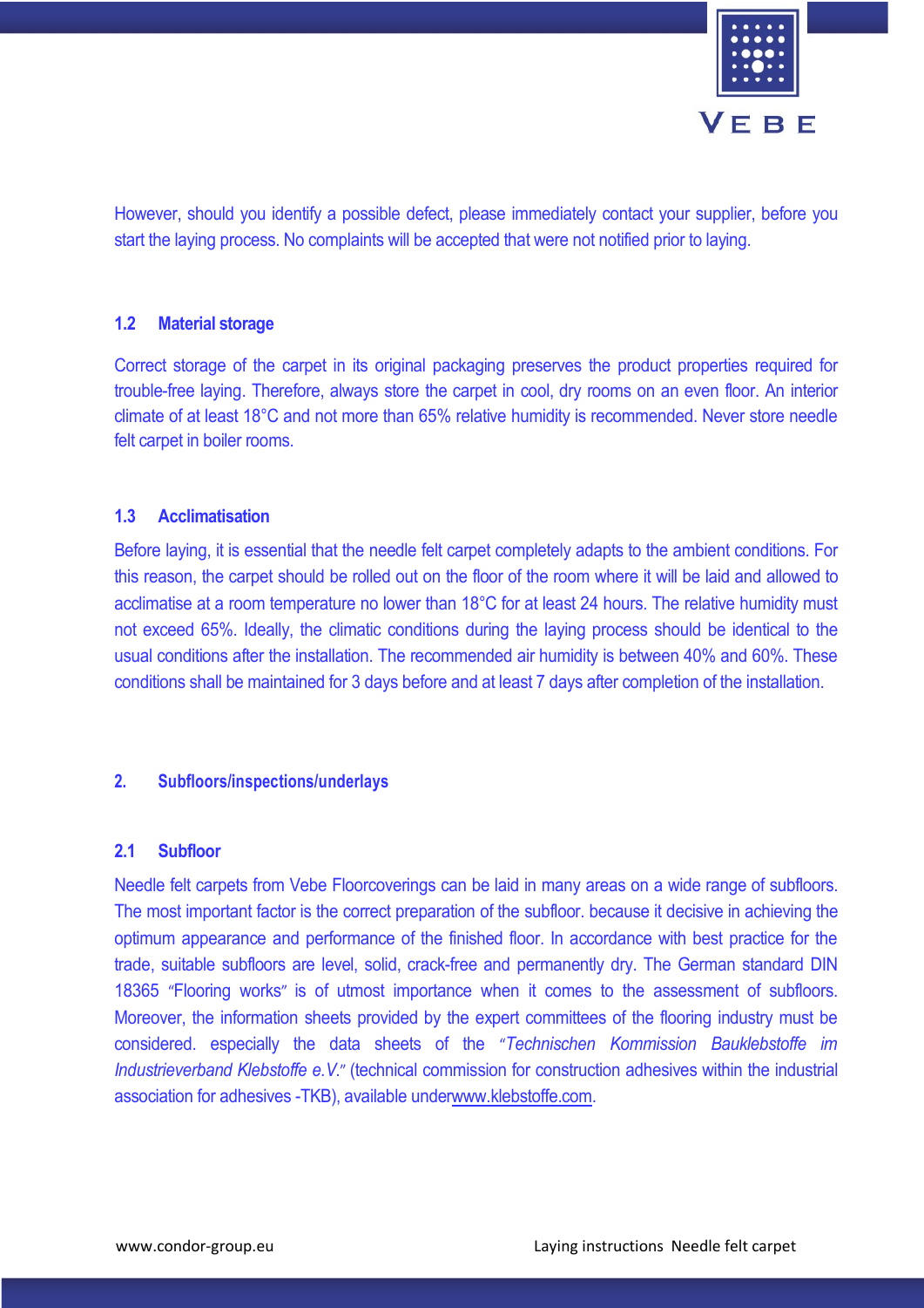However, should you identify a possible defect, please immediately contact your supplier, before you start the laying process. No complaints will be accepted that were not notified prior to laying.

### 1.2 Material storage

Correct storage of the carpet in its original packaging preserves the product properties required for trouble-free laying. Therefore, always store the carpet in cool, dry rooms on an even floor. An interior climate of at least 18°C and not more than 65% relative humidity is recommended. Never store needle felt carpet in boiler rooms.

### 1.3 Acclimatisation

Before laying, it is essential that the needle felt carpet completely adapts to the ambient conditions. For this reason, the carpet should be rolled out on the floor of the room where it will be laid and allowed to acclimatise at a room temperature no lower than 18°C for at least 24 hours. The relative humidity must not exceed 65%. Ideally, the climatic conditions during the laying process should be identical to the usual conditions after the installation. The recommended air humidity is between 40% and 60%. These conditions shall be maintained for 3 days before and at least 7 days after completion of the installation.

## 2. Subfloors/inspections/underlays

### 2.1 Subfloor

Needle felt carpets from Vebe Floorcoverings can be laid in many areas on a wide range of subfloors. The most important factor is the correct preparation of the subfloor. because it decisive in achieving the optimum appearance and performance of the finished floor. In accordance with best practice for the trade, suitable subfloors are level, solid, crack-free and permanently dry. The German standard DIN 18365 "Flooring works" is of utmost importance when it comes to the assessment of subfloors. Moreover, the information sheets provided by the expert committees of the flooring industry must be considered. especially the data sheets of the *"Technischen Kommission Bauklebstoffe im Industrieverband Klebstoffe e.V."* (technical commission for construction adhesives within the industrial association for adhesives -TKB), available underwww.klebstoffe.com.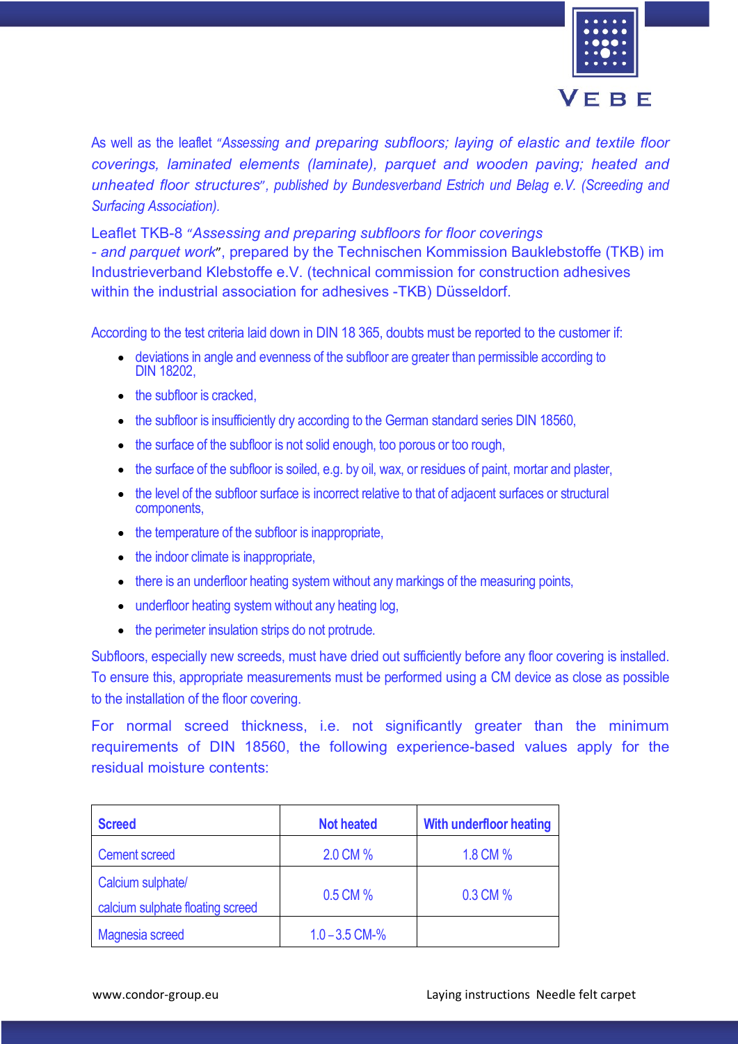As well as the leaflet *"Assessing and preparing subfloors; laying of elastic and textile floor coverings, laminated elements (laminate), parquet and wooden paving; heated and unheated floor structures", published by Bundesverband Estrich und Belag e.V. (Screeding and Surfacing Association).*

Leaflet TKB-8 *"Assessing and preparing subfloors for floor coverings - and parquet work"*, prepared by the Technischen Kommission Bauklebstoffe (TKB) im Industrieverband Klebstoffe e.V. (technical commission for construction adhesives within the industrial association for adhesives -TKB) Düsseldorf.

According to the test criteria laid down in DIN 18 365, doubts must be reported to the customer if:

- deviations in angle and evenness of the subfloor are greater than permissible according to DIN 18202,
- the subfloor is cracked,
- the subfloor is insufficiently dry according to the German standard series DIN 18560,
- the surface of the subfloor is not solid enough, too porous or too rough,
- the surface of the subfloor is soiled, e.g. by oil, wax, or residues of paint, mortar and plaster,
- the level of the subfloor surface is incorrect relative to that of adjacent surfaces or structural components,
- the temperature of the subfloor is inappropriate,
- the indoor climate is inappropriate,
- there is an underfloor heating system without any markings of the measuring points,
- underfloor heating system without any heating log,
- the perimeter insulation strips do not protrude.

Subfloors, especially new screeds, must have dried out sufficiently before any floor covering is installed. To ensure this, appropriate measurements must be performed using a CM device as close as possible to the installation of the floor covering.

For normal screed thickness, i.e. not significantly greater than the minimum requirements of DIN 18560, the following experience-based values apply for the residual moisture contents:

| Screed | Not heated | With underfloor heating |
|---|---|---|
| Cement screed | 2.0 CM % | 1.8 CM % |
| Calcium sulphate/ calcium sulphate floating screed | 0.5 CM % | 0.3 CM % |
| Magnesia screed | 1.0 – 3.5 CM-% | |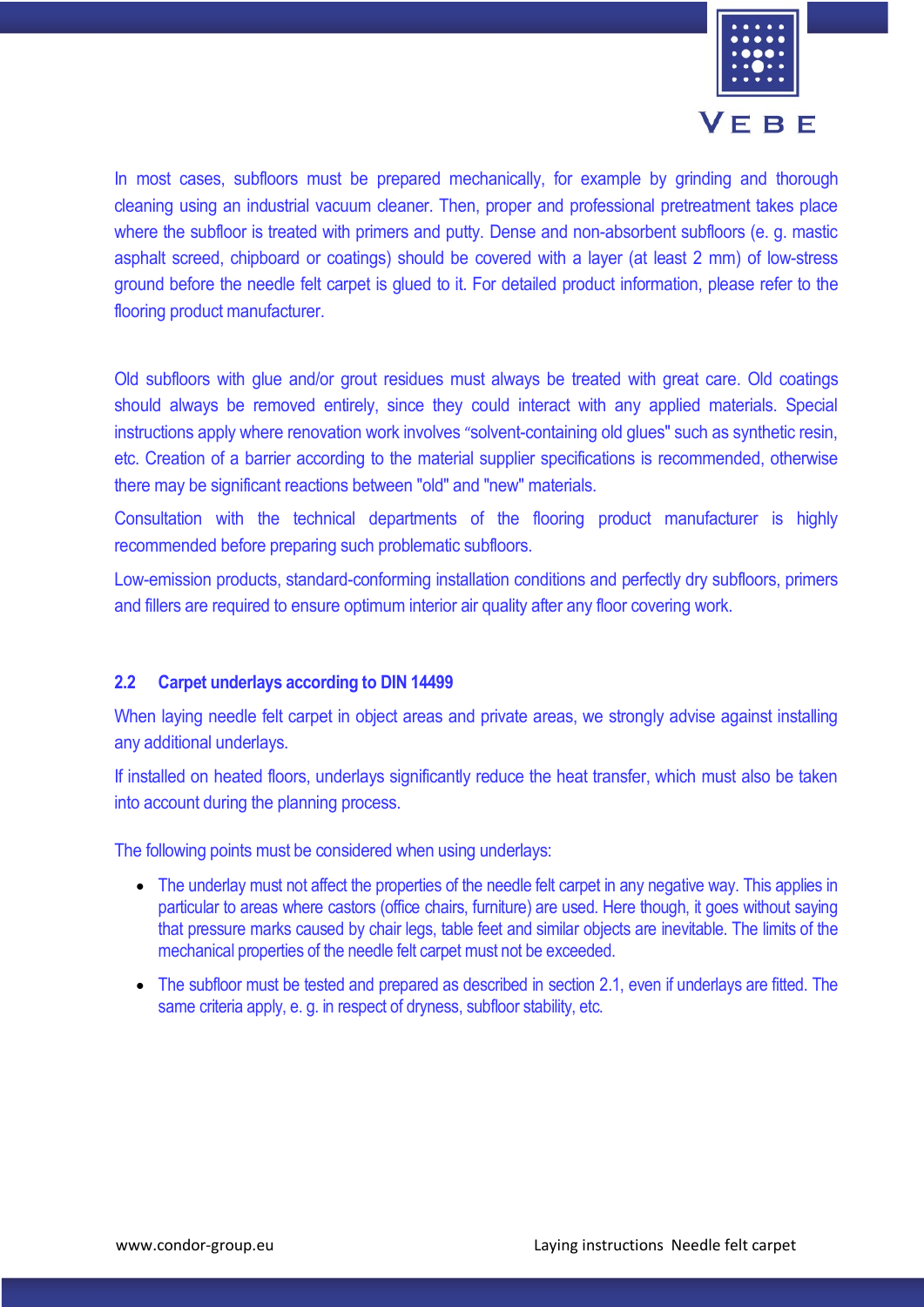In most cases, subfloors must be prepared mechanically, for example by grinding and thorough cleaning using an industrial vacuum cleaner. Then, proper and professional pretreatment takes place where the subfloor is treated with primers and putty. Dense and non-absorbent subfloors (e. g. mastic asphalt screed, chipboard or coatings) should be covered with a layer (at least 2 mm) of low-stress ground before the needle felt carpet is glued to it. For detailed product information, please refer to the flooring product manufacturer.

Old subfloors with glue and/or grout residues must always be treated with great care. Old coatings should always be removed entirely, since they could interact with any applied materials. Special instructions apply where renovation work involves “solvent-containing old glues" such as synthetic resin, etc. Creation of a barrier according to the material supplier specifications is recommended, otherwise there may be significant reactions between "old" and "new" materials.

Consultation with the technical departments of the flooring product manufacturer is highly recommended before preparing such problematic subfloors.

Low-emission products, standard-conforming installation conditions and perfectly dry subfloors, primers and fillers are required to ensure optimum interior air quality after any floor covering work.

### 2.2 Carpet underlays according to DIN 14499

When laying needle felt carpet in object areas and private areas, we strongly advise against installing any additional underlays.

If installed on heated floors, underlays significantly reduce the heat transfer, which must also be taken into account during the planning process.

The following points must be considered when using underlays:

- The underlay must not affect the properties of the needle felt carpet in any negative way. This applies in particular to areas where castors (office chairs, furniture) are used. Here though, it goes without saying that pressure marks caused by chair legs, table feet and similar objects are inevitable. The limits of the mechanical properties of the needle felt carpet must not be exceeded.
- The subfloor must be tested and prepared as described in section 2.1, even if underlays are fitted. The same criteria apply, e. g. in respect of dryness, subfloor stability, etc.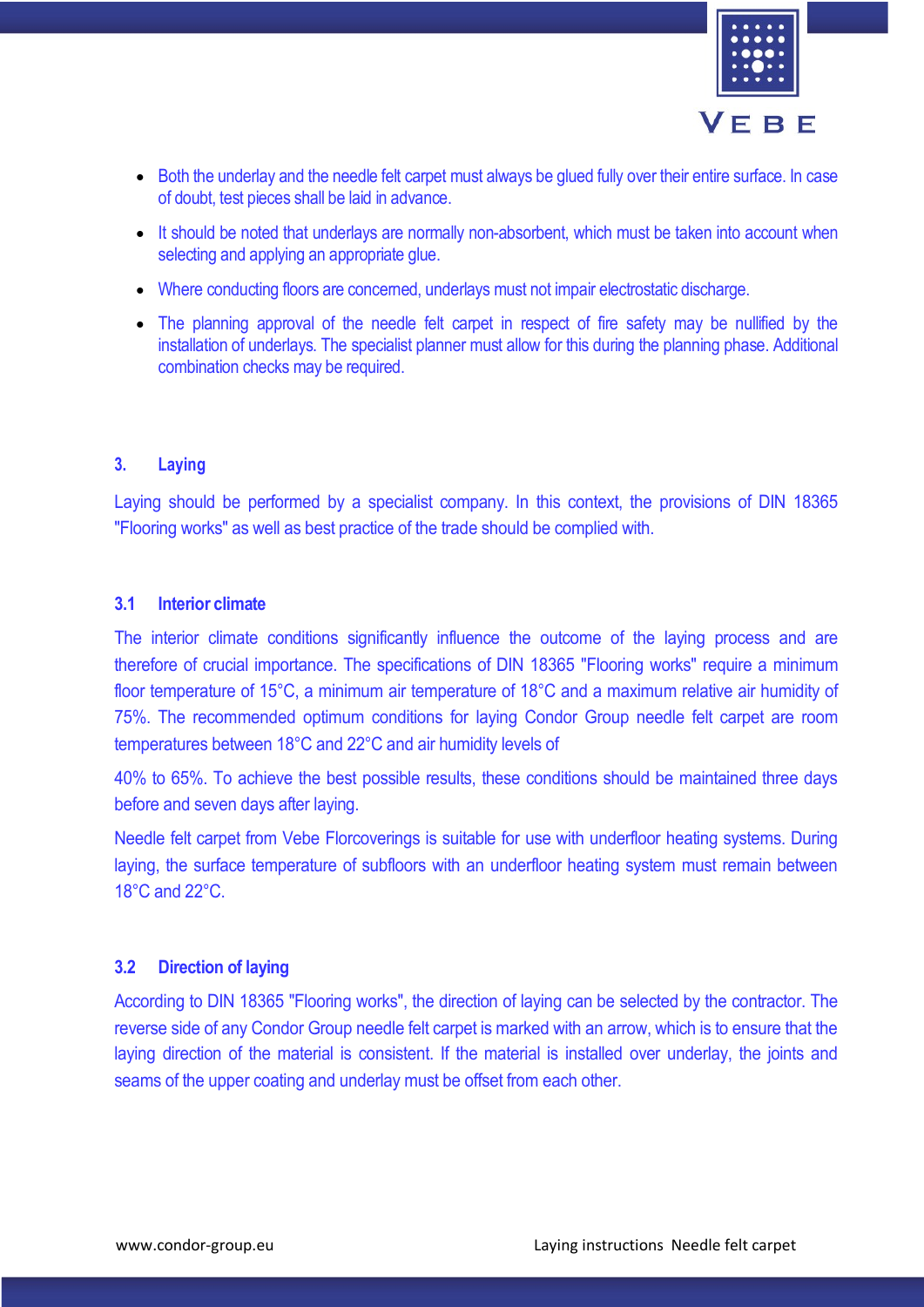- Both the underlay and the needle felt carpet must always be glued fully over their entire surface. In case of doubt, test pieces shall be laid in advance.
- It should be noted that underlays are normally non-absorbent, which must be taken into account when selecting and applying an appropriate glue.
- Where conducting floors are concerned, underlays must not impair electrostatic discharge.
- The planning approval of the needle felt carpet in respect of fire safety may be nullified by the installation of underlays. The specialist planner must allow for this during the planning phase. Additional combination checks may be required.

## 3. Laying

Laying should be performed by a specialist company. In this context, the provisions of DIN 18365 "Flooring works" as well as best practice of the trade should be complied with.

### 3.1 Interior climate

The interior climate conditions significantly influence the outcome of the laying process and are therefore of crucial importance. The specifications of DIN 18365 "Flooring works" require a minimum floor temperature of 15°C, a minimum air temperature of 18°C and a maximum relative air humidity of 75%. The recommended optimum conditions for laying Condor Group needle felt carpet are room temperatures between 18°C and 22°C and air humidity levels of

40% to 65%. To achieve the best possible results, these conditions should be maintained three days before and seven days after laying.

Needle felt carpet from Vebe Floorcoverings is suitable for use with underfloor heating systems. During laying, the surface temperature of subfloors with an underfloor heating system must remain between 18°C and 22°C.

### 3.2 Direction of laying

According to DIN 18365 "Flooring works", the direction of laying can be selected by the contractor. The reverse side of any Condor Group needle felt carpet is marked with an arrow, which is to ensure that the laying direction of the material is consistent. If the material is installed over underlay, the joints and seams of the upper coating and underlay must be offset from each other.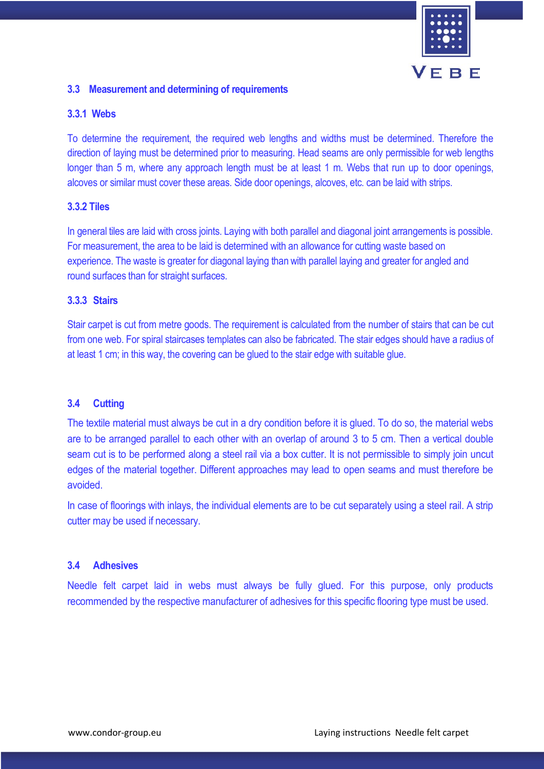## 3.3 Measurement and determining of requirements

### 3.3.1 Webs

To determine the requirement, the required web lengths and widths must be determined. Therefore the direction of laying must be determined prior to measuring. Head seams are only permissible for web lengths longer than 5 m, where any approach length must be at least 1 m. Webs that run up to door openings, alcoves or similar must cover these areas. Side door openings, alcoves, etc. can be laid with strips.

### 3.3.2 Tiles

In general tiles are laid with cross joints. Laying with both parallel and diagonal joint arrangements is possible. For measurement, the area to be laid is determined with an allowance for cutting waste based on experience. The waste is greater for diagonal laying than with parallel laying and greater for angled and round surfaces than for straight surfaces.

### 3.3.3 Stairs

Stair carpet is cut from metre goods. The requirement is calculated from the number of stairs that can be cut from one web. For spiral staircases templates can also be fabricated. The stair edges should have a radius of at least 1 cm; in this way, the covering can be glued to the stair edge with suitable glue.

## 3.4 Cutting

The textile material must always be cut in a dry condition before it is glued. To do so, the material webs are to be arranged parallel to each other with an overlap of around 3 to 5 cm. Then a vertical double seam cut is to be performed along a steel rail via a box cutter. It is not permissible to simply join uncut edges of the material together. Different approaches may lead to open seams and must therefore be avoided.

In case of floorings with inlays, the individual elements are to be cut separately using a steel rail. A strip cutter may be used if necessary.

## 3.4 Adhesives

Needle felt carpet laid in webs must always be fully glued. For this purpose, only products recommended by the respective manufacturer of adhesives for this specific flooring type must be used.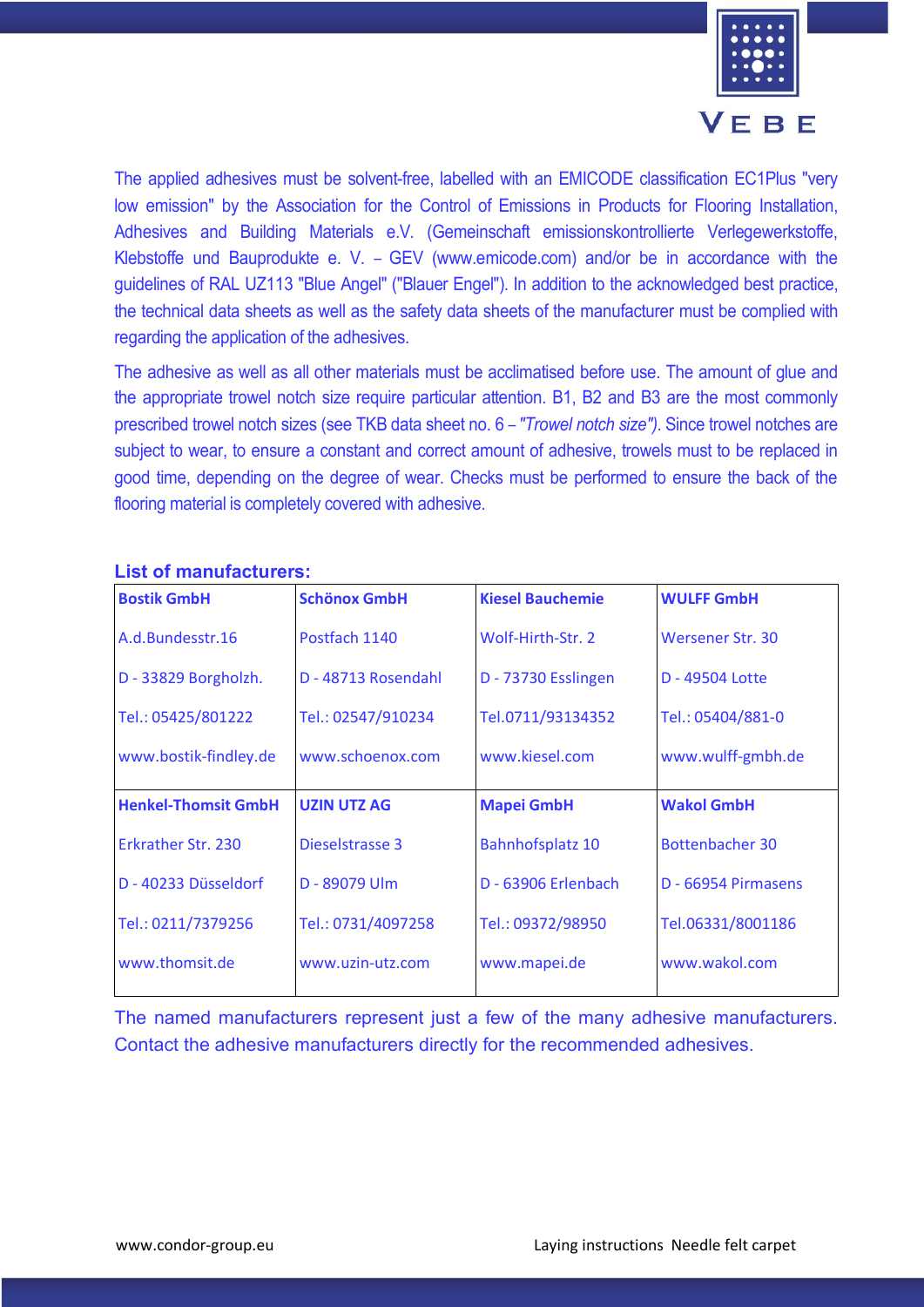The applied adhesives must be solvent-free, labelled with an EMICODE classification EC1Plus "very low emission" by the Association for the Control of Emissions in Products for Flooring Installation, Adhesives and Building Materials e.V. (Gemeinschaft emissionskontrollierte Verlegewerkstoffe, Klebstoffe und Bauprodukte e. V. – GEV (www.emicode.com) and/or be in accordance with the guidelines of RAL UZ113 "Blue Angel" ("Blauer Engel"). In addition to the acknowledged best practice, the technical data sheets as well as the safety data sheets of the manufacturer must be complied with regarding the application of the adhesives.

The adhesive as well as all other materials must be acclimatised before use. The amount of glue and the appropriate trowel notch size require particular attention. B1, B2 and B3 are the most commonly prescribed trowel notch sizes (see TKB data sheet no. 6 – *"Trowel notch size")*. Since trowel notches are subject to wear, to ensure a constant and correct amount of adhesive, trowels must to be replaced in good time, depending on the degree of wear. Checks must be performed to ensure the back of the flooring material is completely covered with adhesive.

**List of manufacturers:**

| **Bostik GmbH** | **Schönox GmbH** | **Kiesel Bauchemie** | **WULFF GmbH** |
|---|---|---|---|
| A.d.Bundesstr.16 | Postfach 1140 | Wolf-Hirth-Str. 2 | Wersener Str. 30 |
| D - 33829 Borgholzh. | D - 48713 Rosendahl | D - 73730 Esslingen | D - 49504 Lotte |
| Tel.: 05425/801222 | Tel.: 02547/910234 | Tel.0711/93134352 | Tel.: 05404/881-0 |
| www.bostik-findley.de | www.schoenox.com | www.kiesel.com | www.wulff-gmbh.de |
| **Henkel-Thomsit GmbH** | **UZIN UTZ AG** | **Mapei GmbH** | **Wakol GmbH** |
| Erkrather Str. 230 | Dieselstrasse 3 | Bahnhofsplatz 10 | Bottenbacher 30 |
| D - 40233 Düsseldorf | D - 89079 Ulm | D - 63906 Erlenbach | D - 66954 Pirmasens |
| Tel.: 0211/7379256 | Tel.: 0731/4097258 | Tel.: 09372/98950 | Tel.06331/8001186 |
| www.thomsit.de | www.uzin-utz.com | www.mapei.de | www.wakol.com |

The named manufacturers represent just a few of the many adhesive manufacturers. Contact the adhesive manufacturers directly for the recommended adhesives.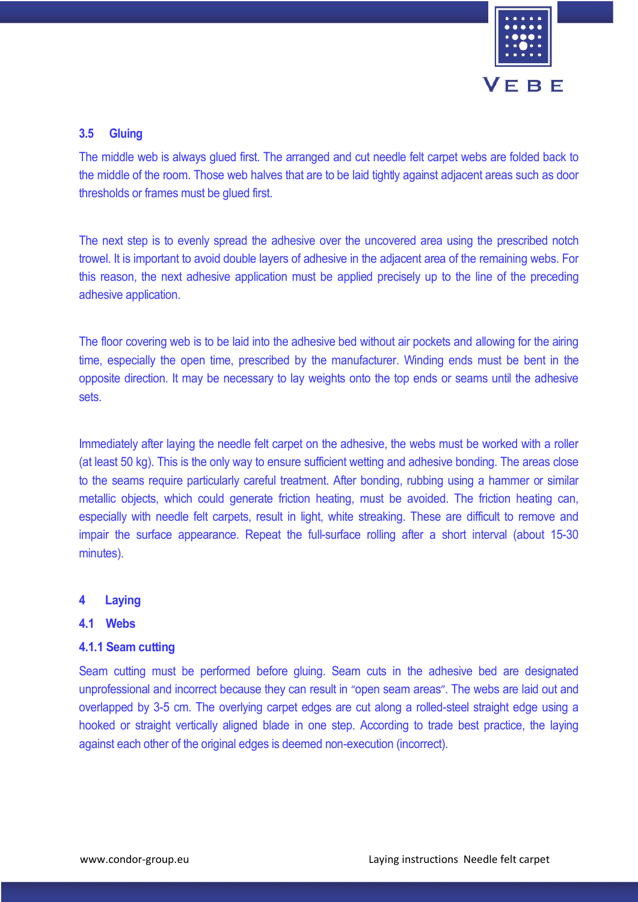## 3.5 Gluing

The middle web is always glued first. The arranged and cut needle felt carpet webs are folded back to the middle of the room. Those web halves that are to be laid tightly against adjacent areas such as door thresholds or frames must be glued first.

The next step is to evenly spread the adhesive over the uncovered area using the prescribed notch trowel. It is important to avoid double layers of adhesive in the adjacent area of the remaining webs. For this reason, the next adhesive application must be applied precisely up to the line of the preceding adhesive application.

The floor covering web is to be laid into the adhesive bed without air pockets and allowing for the airing time, especially the open time, prescribed by the manufacturer. Winding ends must be bent in the opposite direction. It may be necessary to lay weights onto the top ends or seams until the adhesive sets.

Immediately after laying the needle felt carpet on the adhesive, the webs must be worked with a roller (at least 50 kg). This is the only way to ensure sufficient wetting and adhesive bonding. The areas close to the seams require particularly careful treatment. After bonding, rubbing using a hammer or similar metallic objects, which could generate friction heating, must be avoided. The friction heating can, especially with needle felt carpets, result in light, white streaking. These are difficult to remove and impair the surface appearance. Repeat the full-surface rolling after a short interval (about 15-30 minutes).

# 4 Laying

## 4.1 Webs

### 4.1.1 Seam cutting

Seam cutting must be performed before gluing. Seam cuts in the adhesive bed are designated unprofessional and incorrect because they can result in "open seam areas". The webs are laid out and overlapped by 3-5 cm. The overlying carpet edges are cut along a rolled-steel straight edge using a hooked or straight vertically aligned blade in one step. According to trade best practice, the laying against each other of the original edges is deemed non-execution (incorrect).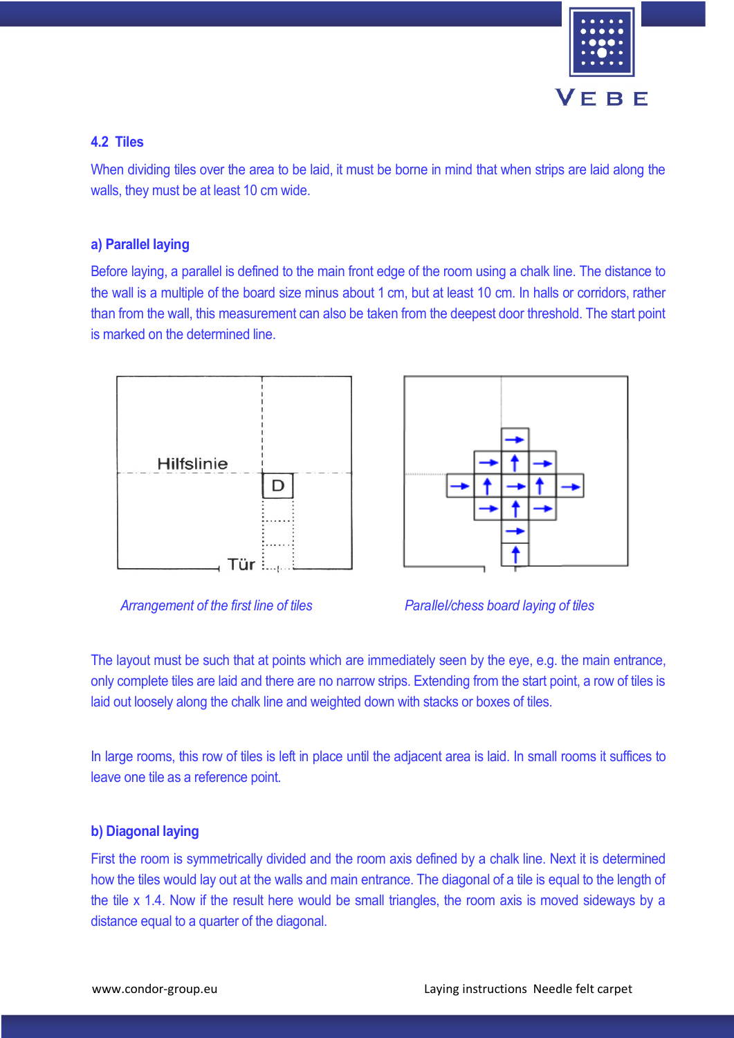### 4.2 Tiles

When dividing tiles over the area to be laid, it must be borne in mind that when strips are laid along the walls, they must be at least 10 cm wide.

#### a) Parallel laying

Before laying, a parallel is defined to the main front edge of the room using a chalk line. The distance to the wall is a multiple of the board size minus about 1 cm, but at least 10 cm. In halls or corridors, rather than from the wall, this measurement can also be taken from the deepest door threshold. The start point is marked on the determined line.

*Arrangement of the first line of tiles*

*Parallel/chess board laying of tiles*

The layout must be such that at points which are immediately seen by the eye, e.g. the main entrance, only complete tiles are laid and there are no narrow strips. Extending from the start point, a row of tiles is laid out loosely along the chalk line and weighted down with stacks or boxes of tiles.

In large rooms, this row of tiles is left in place until the adjacent area is laid. In small rooms it suffices to leave one tile as a reference point.

#### b) Diagonal laying

First the room is symmetrically divided and the room axis defined by a chalk line. Next it is determined how the tiles would lay out at the walls and main entrance. The diagonal of a tile is equal to the length of the tile x 1.4. Now if the result here would be small triangles, the room axis is moved sideways by a distance equal to a quarter of the diagonal.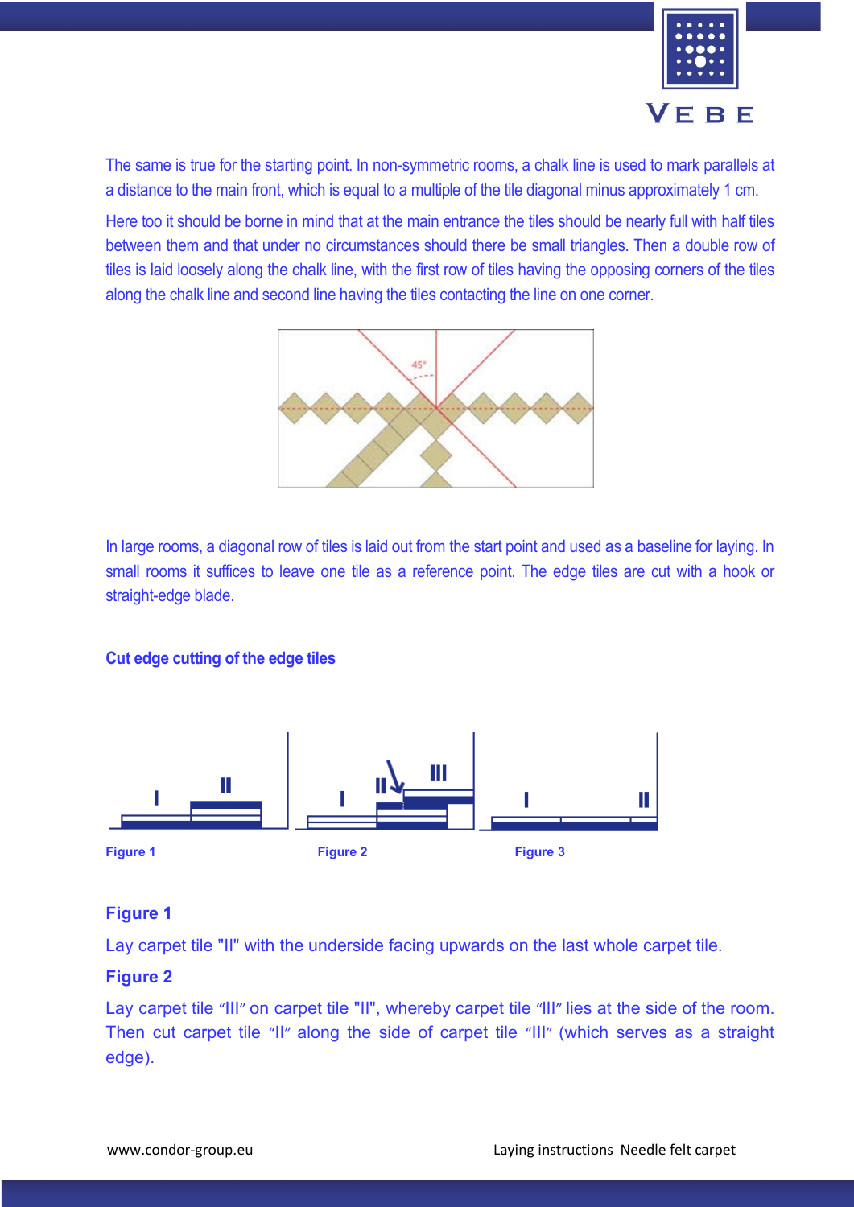The same is true for the starting point. In non-symmetric rooms, a chalk line is used to mark parallels at a distance to the main front, which is equal to a multiple of the tile diagonal minus approximately 1 cm.

Here too it should be borne in mind that at the main entrance the tiles should be nearly full with half tiles between them and that under no circumstances should there be small triangles. Then a double row of tiles is laid loosely along the chalk line, with the first row of tiles having the opposing corners of the tiles along the chalk line and second line having the tiles contacting the line on one corner.

In large rooms, a diagonal row of tiles is laid out from the start point and used as a baseline for laying. In small rooms it suffices to leave one tile as a reference point. The edge tiles are cut with a hook or straight-edge blade.

**Cut edge cutting of the edge tiles**

Figure 1 Figure 2 Figure 3

### Figure 1

Lay carpet tile "II" with the underside facing upwards on the last whole carpet tile.

### Figure 2

Lay carpet tile "III" on carpet tile "II", whereby carpet tile "III" lies at the side of the room. Then cut carpet tile "II" along the side of carpet tile "III" (which serves as a straight edge).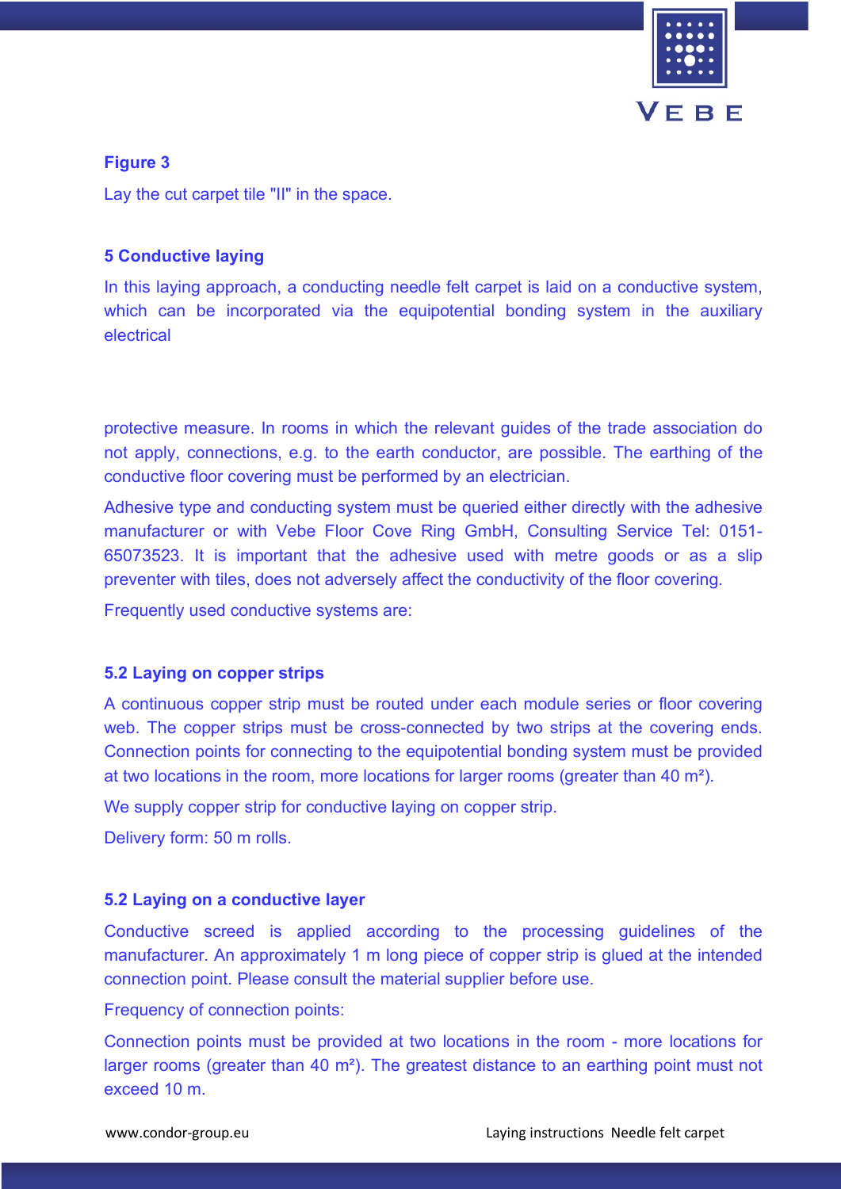**Figure 3**

Lay the cut carpet tile "II" in the space.

## 5 Conductive laying

In this laying approach, a conducting needle felt carpet is laid on a conductive system, which can be incorporated via the equipotential bonding system in the auxiliary electrical

protective measure. In rooms in which the relevant guides of the trade association do not apply, connections, e.g. to the earth conductor, are possible. The earthing of the conductive floor covering must be performed by an electrician.

Adhesive type and conducting system must be queried either directly with the adhesive manufacturer or with Vebe Floor Cove Ring GmbH, Consulting Service Tel: 0151-65073523. It is important that the adhesive used with metre goods or as a slip preventer with tiles, does not adversely affect the conductivity of the floor covering.

Frequently used conductive systems are:

### 5.2 Laying on copper strips

A continuous copper strip must be routed under each module series or floor covering web. The copper strips must be cross-connected by two strips at the covering ends. Connection points for connecting to the equipotential bonding system must be provided at two locations in the room, more locations for larger rooms (greater than 40 m²).

We supply copper strip for conductive laying on copper strip.

Delivery form: 50 m rolls.

### 5.2 Laying on a conductive layer

Conductive screed is applied according to the processing guidelines of the manufacturer. An approximately 1 m long piece of copper strip is glued at the intended connection point. Please consult the material supplier before use.

Frequency of connection points:

Connection points must be provided at two locations in the room - more locations for larger rooms (greater than 40 m²). The greatest distance to an earthing point must not exceed 10 m.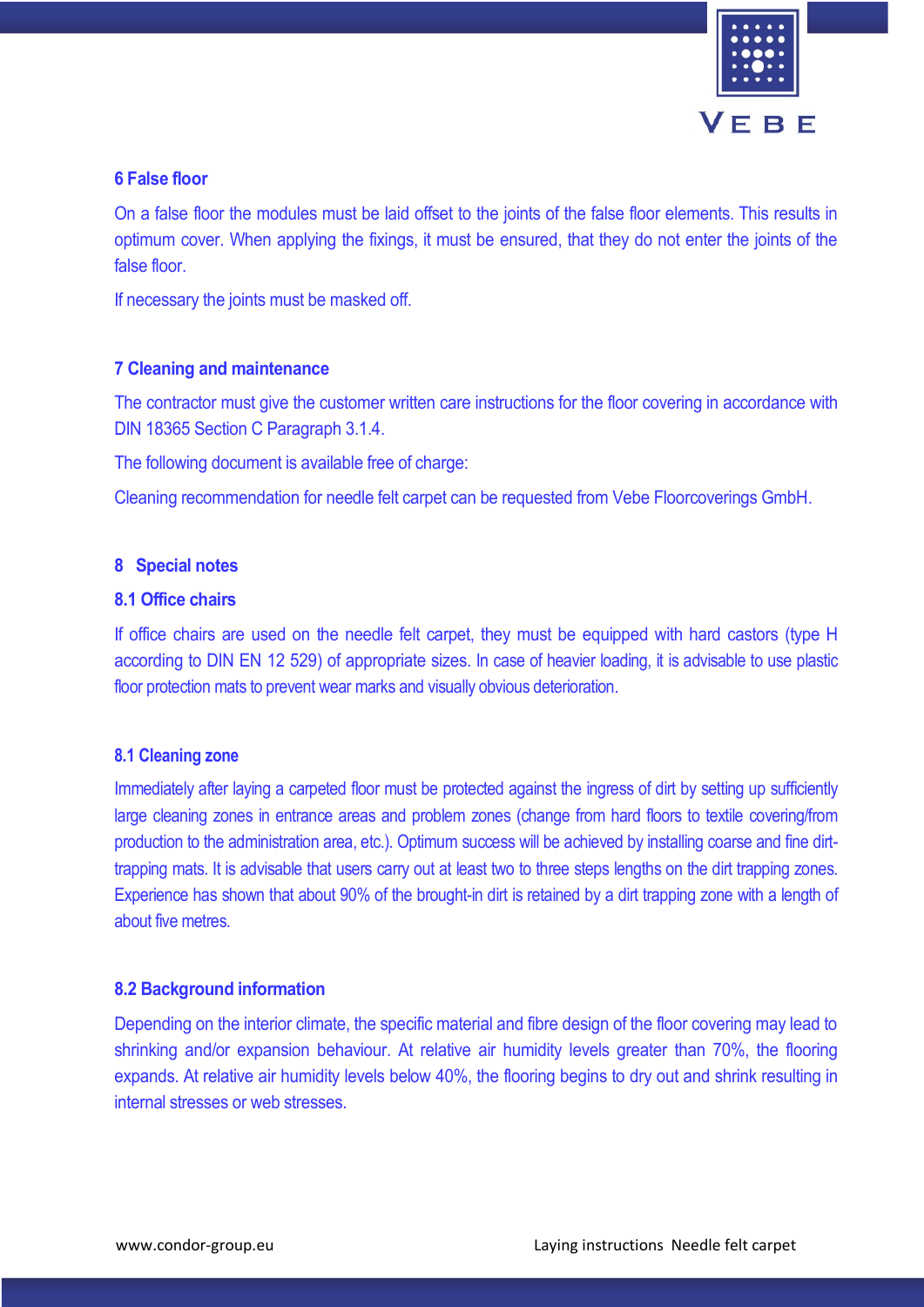## 6 False floor

On a false floor the modules must be laid offset to the joints of the false floor elements. This results in optimum cover. When applying the fixings, it must be ensured, that they do not enter the joints of the false floor.

If necessary the joints must be masked off.

## 7 Cleaning and maintenance

The contractor must give the customer written care instructions for the floor covering in accordance with DIN 18365 Section C Paragraph 3.1.4.

The following document is available free of charge:

Cleaning recommendation for needle felt carpet can be requested from Vebe Floorcoverings GmbH.

## 8 Special notes

### 8.1 Office chairs

If office chairs are used on the needle felt carpet, they must be equipped with hard castors (type H according to DIN EN 12 529) of appropriate sizes. In case of heavier loading, it is advisable to use plastic floor protection mats to prevent wear marks and visually obvious deterioration.

### 8.1 Cleaning zone

Immediately after laying a carpeted floor must be protected against the ingress of dirt by setting up sufficiently large cleaning zones in entrance areas and problem zones (change from hard floors to textile covering/from production to the administration area, etc.). Optimum success will be achieved by installing coarse and fine dirt-trapping mats. It is advisable that users carry out at least two to three steps lengths on the dirt trapping zones. Experience has shown that about 90% of the brought-in dirt is retained by a dirt trapping zone with a length of about five metres.

### 8.2 Background information

Depending on the interior climate, the specific material and fibre design of the floor covering may lead to shrinking and/or expansion behaviour. At relative air humidity levels greater than 70%, the flooring expands. At relative air humidity levels below 40%, the flooring begins to dry out and shrink resulting in internal stresses or web stresses.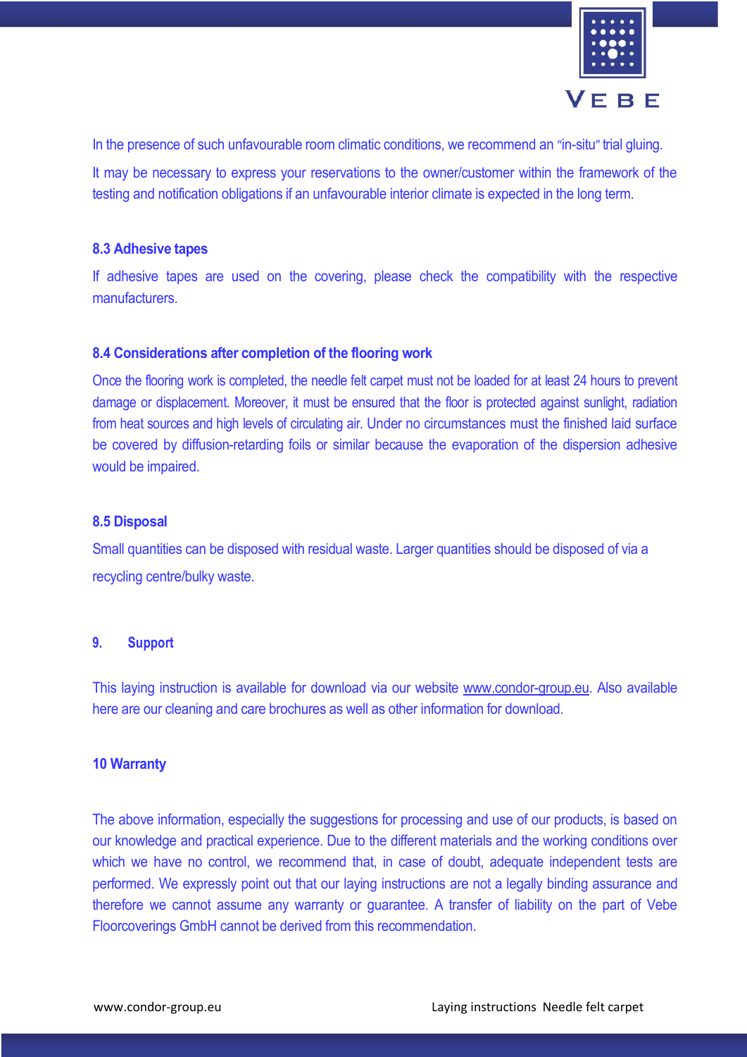In the presence of such unfavourable room climatic conditions, we recommend an "in-situ" trial gluing.

It may be necessary to express your reservations to the owner/customer within the framework of the testing and notification obligations if an unfavourable interior climate is expected in the long term.

### 8.3 Adhesive tapes

If adhesive tapes are used on the covering, please check the compatibility with the respective manufacturers.

### 8.4 Considerations after completion of the flooring work

Once the flooring work is completed, the needle felt carpet must not be loaded for at least 24 hours to prevent damage or displacement. Moreover, it must be ensured that the floor is protected against sunlight, radiation from heat sources and high levels of circulating air. Under no circumstances must the finished laid surface be covered by diffusion-retarding foils or similar because the evaporation of the dispersion adhesive would be impaired.

### 8.5 Disposal

Small quantities can be disposed with residual waste. Larger quantities should be disposed of via a recycling centre/bulky waste.

## 9. Support

This laying instruction is available for download via our website www.condor-group.eu. Also available here are our cleaning and care brochures as well as other information for download.

## 10 Warranty

The above information, especially the suggestions for processing and use of our products, is based on our knowledge and practical experience. Due to the different materials and the working conditions over which we have no control, we recommend that, in case of doubt, adequate independent tests are performed. We expressly point out that our laying instructions are not a legally binding assurance and therefore we cannot assume any warranty or guarantee. A transfer of liability on the part of Vebe Floorcoverings GmbH cannot be derived from this recommendation.